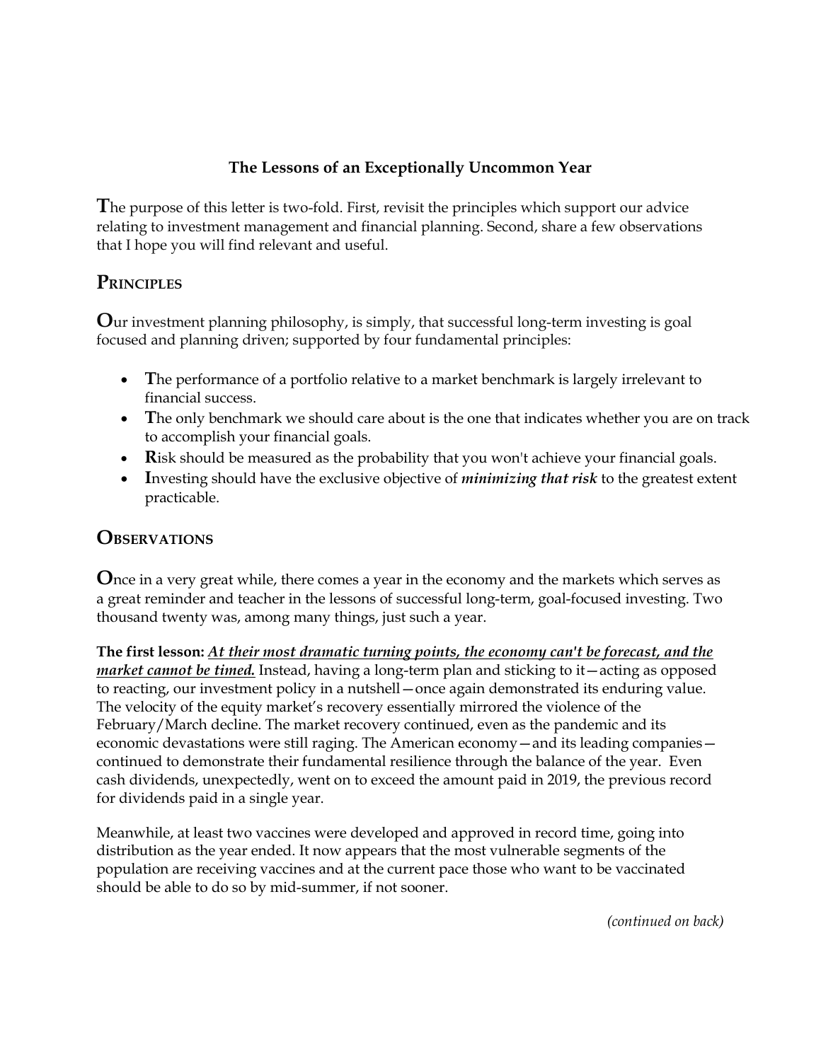## The Lessons of an Exceptionally Uncommon Year

The purpose of this letter is two-fold. First, revisit the principles which support our advice relating to investment management and financial planning. Second, share a few observations that I hope you will find relevant and useful.

## Principles

Our investment planning philosophy, is simply, that successful long-term investing is goal focused and planning driven; supported by four fundamental principles:

- The performance of a portfolio relative to a market benchmark is largely irrelevant to financial success.
- The only benchmark we should care about is the one that indicates whether you are on track to accomplish your financial goals.
- Risk should be measured as the probability that you won't achieve your financial goals.
- Investing should have the exclusive objective of ***minimizing that risk*** to the greatest extent practicable.

## Observations

Once in a very great while, there comes a year in the economy and the markets which serves as a great reminder and teacher in the lessons of successful long-term, goal-focused investing. Two thousand twenty was, among many things, just such a year.

**The first lesson:** ***<u>At their most dramatic turning points, the economy can't be forecast, and the market cannot be timed.</u>*** Instead, having a long-term plan and sticking to it—acting as opposed to reacting, our investment policy in a nutshell—once again demonstrated its enduring value. The velocity of the equity market's recovery essentially mirrored the violence of the February/March decline. The market recovery continued, even as the pandemic and its economic devastations were still raging. The American economy—and its leading companies—continued to demonstrate their fundamental resilience through the balance of the year. Even cash dividends, unexpectedly, went on to exceed the amount paid in 2019, the previous record for dividends paid in a single year.

Meanwhile, at least two vaccines were developed and approved in record time, going into distribution as the year ended. It now appears that the most vulnerable segments of the population are receiving vaccines and at the current pace those who want to be vaccinated should be able to do so by mid-summer, if not sooner.

*(continued on back)*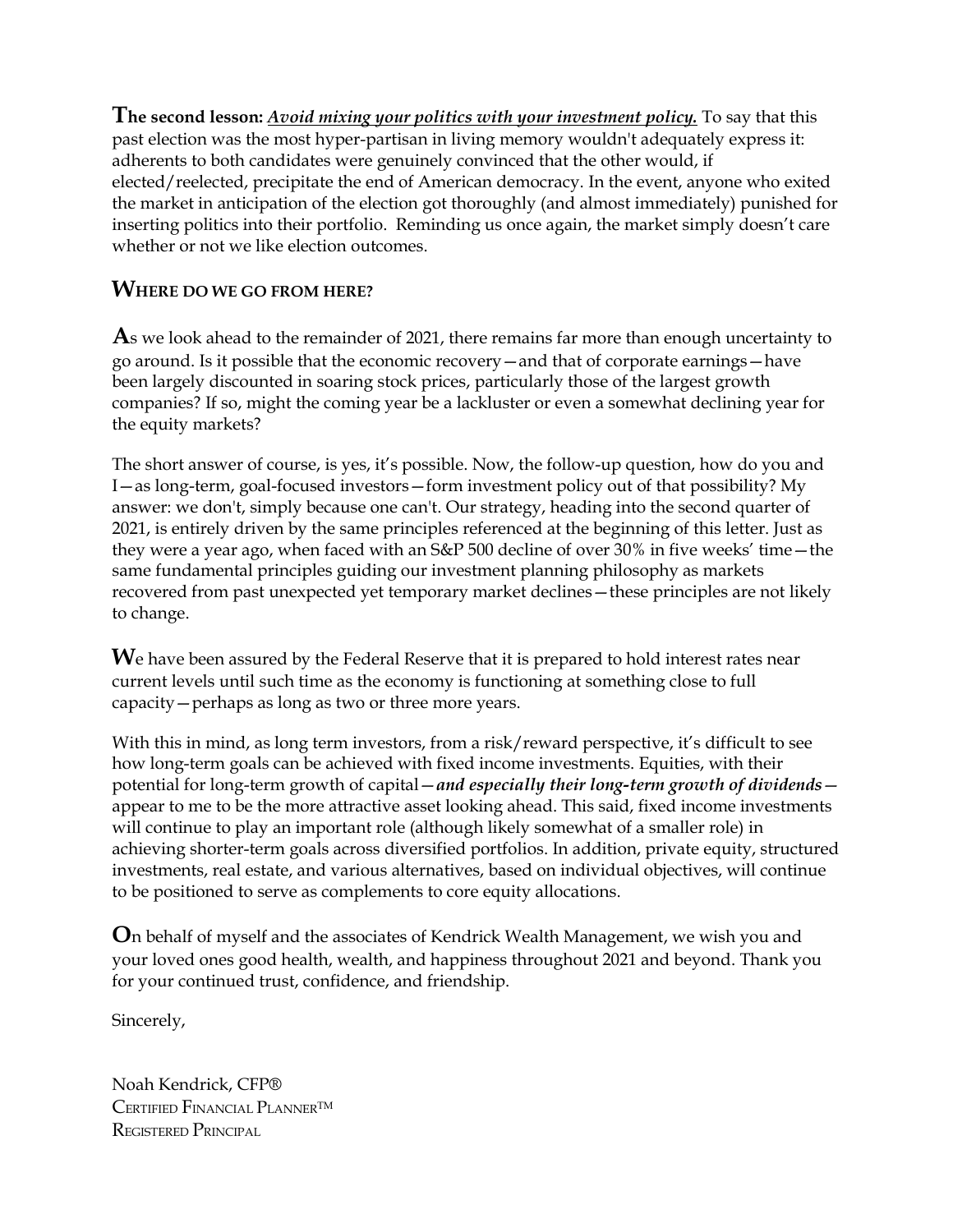**The second lesson:** ***Avoid mixing your politics with your investment policy.*** To say that this past election was the most hyper-partisan in living memory wouldn't adequately express it: adherents to both candidates were genuinely convinced that the other would, if elected/reelected, precipitate the end of American democracy. In the event, anyone who exited the market in anticipation of the election got thoroughly (and almost immediately) punished for inserting politics into their portfolio. Reminding us once again, the market simply doesn't care whether or not we like election outcomes.

## WHERE DO WE GO FROM HERE?

As we look ahead to the remainder of 2021, there remains far more than enough uncertainty to go around. Is it possible that the economic recovery—and that of corporate earnings—have been largely discounted in soaring stock prices, particularly those of the largest growth companies? If so, might the coming year be a lackluster or even a somewhat declining year for the equity markets?

The short answer of course, is yes, it's possible. Now, the follow-up question, how do you and I—as long-term, goal-focused investors—form investment policy out of that possibility? My answer: we don't, simply because one can't. Our strategy, heading into the second quarter of 2021, is entirely driven by the same principles referenced at the beginning of this letter. Just as they were a year ago, when faced with an S&P 500 decline of over 30% in five weeks' time—the same fundamental principles guiding our investment planning philosophy as markets recovered from past unexpected yet temporary market declines—these principles are not likely to change.

We have been assured by the Federal Reserve that it is prepared to hold interest rates near current levels until such time as the economy is functioning at something close to full capacity—perhaps as long as two or three more years.

With this in mind, as long term investors, from a risk/reward perspective, it's difficult to see how long-term goals can be achieved with fixed income investments. Equities, with their potential for long-term growth of capital—***and especially their long-term growth of dividends***—appear to me to be the more attractive asset looking ahead. This said, fixed income investments will continue to play an important role (although likely somewhat of a smaller role) in achieving shorter-term goals across diversified portfolios. In addition, private equity, structured investments, real estate, and various alternatives, based on individual objectives, will continue to be positioned to serve as complements to core equity allocations.

On behalf of myself and the associates of Kendrick Wealth Management, we wish you and your loved ones good health, wealth, and happiness throughout 2021 and beyond. Thank you for your continued trust, confidence, and friendship.

Sincerely,

Noah Kendrick, CFP®
CERTIFIED FINANCIAL PLANNER™
REGISTERED PRINCIPAL